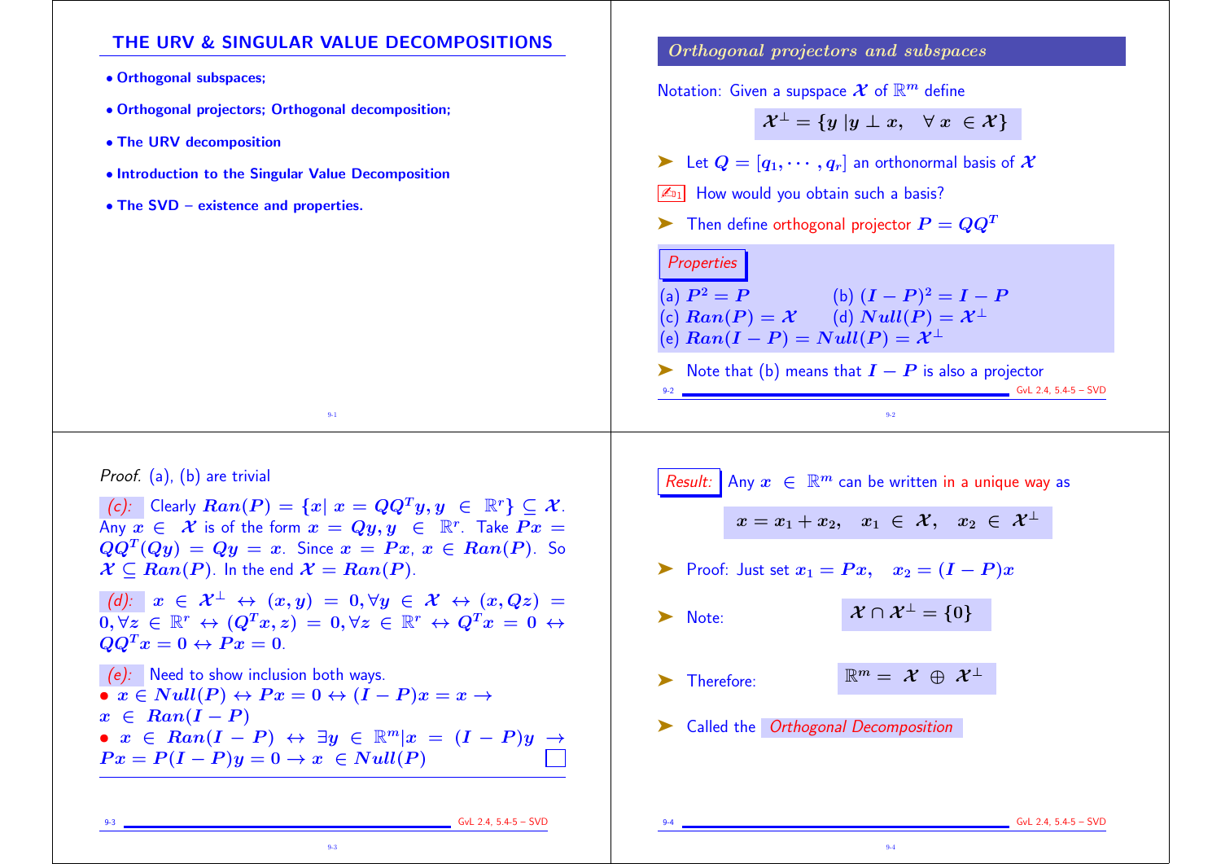# THE URV & SINGULAR VALUE DECOMPOSITIONS

- **Orthogonal subspaces;**
- **Orthogonal projectors; Orthogonal decomposition;**
- **The URV decomposition**
- **Introduction to the Singular Value Decomposition**
- **The SVD – existence and properties.**

## *Orthogonal projectors and subspaces*

Notation: Given a supspace $\mathcal{X}$ of $\mathbb{R}^m$ define

$$\mathcal{X}^\perp = \{y \,|\, y \perp x, \quad \forall \, x \in \mathcal{X}\}$$

➤ Let $Q = [q_1, \cdots, q_r]$ an orthonormal basis of $\mathcal{X}$

✍$_{1}$ How would you obtain such a basis?

➤ Then define orthogonal projector $P = QQ^T$

*Properties*

(a) $P^2 = P$ (b) $(I - P)^2 = I - P$
(c) $Ran(P) = \mathcal{X}$ (d) $Null(P) = \mathcal{X}^\perp$
(e) $Ran(I - P) = Null(P) = \mathcal{X}^\perp$

➤ Note that (b) means that $I - P$ is also a projector

*Proof.* (a), (b) are trivial

*(c):* Clearly $Ran(P) = \{x \,|\, x = QQ^T y, y \in \mathbb{R}^r\} \subseteq \mathcal{X}$. Any $x \in \mathcal{X}$ is of the form $x = Qy, y \in \mathbb{R}^r$. Take $Px = QQ^T(Qy) = Qy = x$. Since $x = Px$, $x \in Ran(P)$. So $\mathcal{X} \subseteq Ran(P)$. In the end $\mathcal{X} = Ran(P)$.

*(d):* $x \in \mathcal{X}^\perp \leftrightarrow (x, y) = 0, \forall y \in \mathcal{X} \leftrightarrow (x, Qz) = 0, \forall z \in \mathbb{R}^r \leftrightarrow (Q^T x, z) = 0, \forall z \in \mathbb{R}^r \leftrightarrow Q^T x = 0 \leftrightarrow QQ^T x = 0 \leftrightarrow Px = 0$.

*(e):* Need to show inclusion both ways.

- $x \in Null(P) \leftrightarrow Px = 0 \leftrightarrow (I - P)x = x \rightarrow x \in Ran(I - P)$
- $x \in Ran(I - P) \leftrightarrow \exists y \in \mathbb{R}^m | x = (I - P)y \rightarrow Px = P(I - P)y = 0 \rightarrow x \in Null(P)$ □

*Result:* Any $x \in \mathbb{R}^m$ can be written in a unique way as

$$x = x_1 + x_2, \quad x_1 \in \mathcal{X}, \quad x_2 \in \mathcal{X}^\perp$$

➤ Proof: Just set $x_1 = Px, \quad x_2 = (I - P)x$

➤ Note: $\mathcal{X} \cap \mathcal{X}^\perp = \{0\}$

➤ Therefore: $\mathbb{R}^m = \mathcal{X} \oplus \mathcal{X}^\perp$

➤ Called the *Orthogonal Decomposition*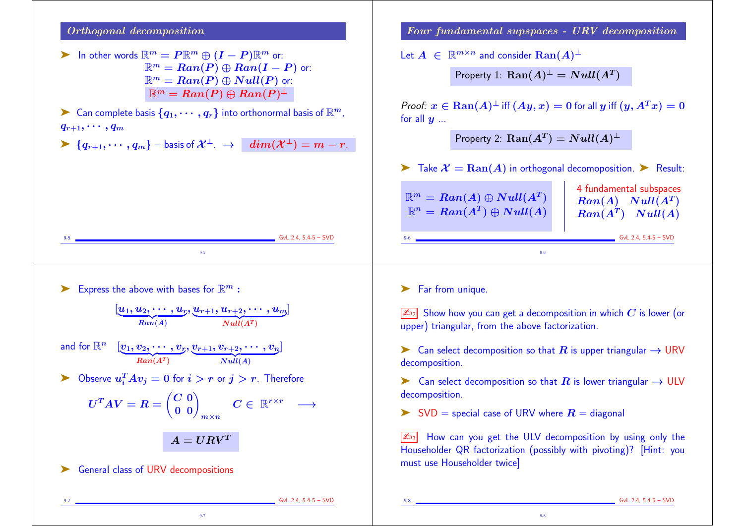## Orthogonal decomposition

- In other words $\mathbb{R}^m = P\mathbb{R}^m \oplus (I - P)\mathbb{R}^m$ or:

$$\mathbb{R}^m = Ran(P) \oplus Ran(I - P) \text{ or:}$$
$$\mathbb{R}^m = Ran(P) \oplus Null(P) \text{ or:}$$
$$\mathbb{R}^m = Ran(P) \oplus Ran(P)^\perp$$

- Can complete basis $\{q_1, \cdots, q_r\}$ into orthonormal basis of $\mathbb{R}^m$, $q_{r+1}, \cdots, q_m$
- $\{q_{r+1}, \cdots, q_m\}$ = basis of $\mathcal{X}^\perp$. $\rightarrow$ $dim(\mathcal{X}^\perp) = m - r$.

## Four fundamental supspaces - URV decomposition

Let $A \in \mathbb{R}^{m\times n}$ and consider $\text{Ran}(A)^\perp$

Property 1: $\text{Ran}(A)^\perp = Null(A^T)$

*Proof:* $x \in \text{Ran}(A)^\perp$ iff $(Ay, x) = 0$ for all $y$ iff $(y, A^T x) = 0$ for all $y$ ...

Property 2: $\text{Ran}(A^T) = Null(A)^\perp$

- Take $\mathcal{X} = \text{Ran}(A)$ in orthogonal decomoposition. ➤ Result:

$$\mathbb{R}^m = Ran(A) \oplus Null(A^T)$$
$$\mathbb{R}^n = Ran(A^T) \oplus Null(A)$$

4 fundamental subspaces
$Ran(A)$ $Null(A^T)$
$Ran(A^T)$ $Null(A)$

---

- Express the above with bases for $\mathbb{R}^m$ :

$$[\underbrace{u_1, u_2, \cdots, u_r}_{Ran(A)}, \underbrace{u_{r+1}, u_{r+2}, \cdots, u_m}_{Null(A^T)}]$$

and for $\mathbb{R}^n$ $\quad [\underbrace{v_1, v_2, \cdots, v_r}_{Ran(A^T)}, \underbrace{v_{r+1}, v_{r+2}, \cdots, v_n}_{Null(A)}]$

- Observe $u_i^T A v_j = 0$ for $i > r$ or $j > r$. Therefore

$$U^T A V = R = \begin{pmatrix} C & 0 \\ 0 & 0 \end{pmatrix}_{m\times n} \quad C \in \mathbb{R}^{r\times r} \quad \longrightarrow$$

$$A = URV^T$$

- General class of URV decompositions

---

- Far from unique.

✍[D2] Show how you can get a decomposition in which $C$ is lower (or upper) triangular, from the above factorization.

- Can select decomposition so that $R$ is upper triangular $\rightarrow$ URV decomposition.
- Can select decomposition so that $R$ is lower triangular $\rightarrow$ ULV decomposition.
- SVD = special case of URV where $R$ = diagonal

✍[D3] How can you get the ULV decomposition by using only the Householder QR factorization (possibly with pivoting)? [Hint: you must use Householder twice]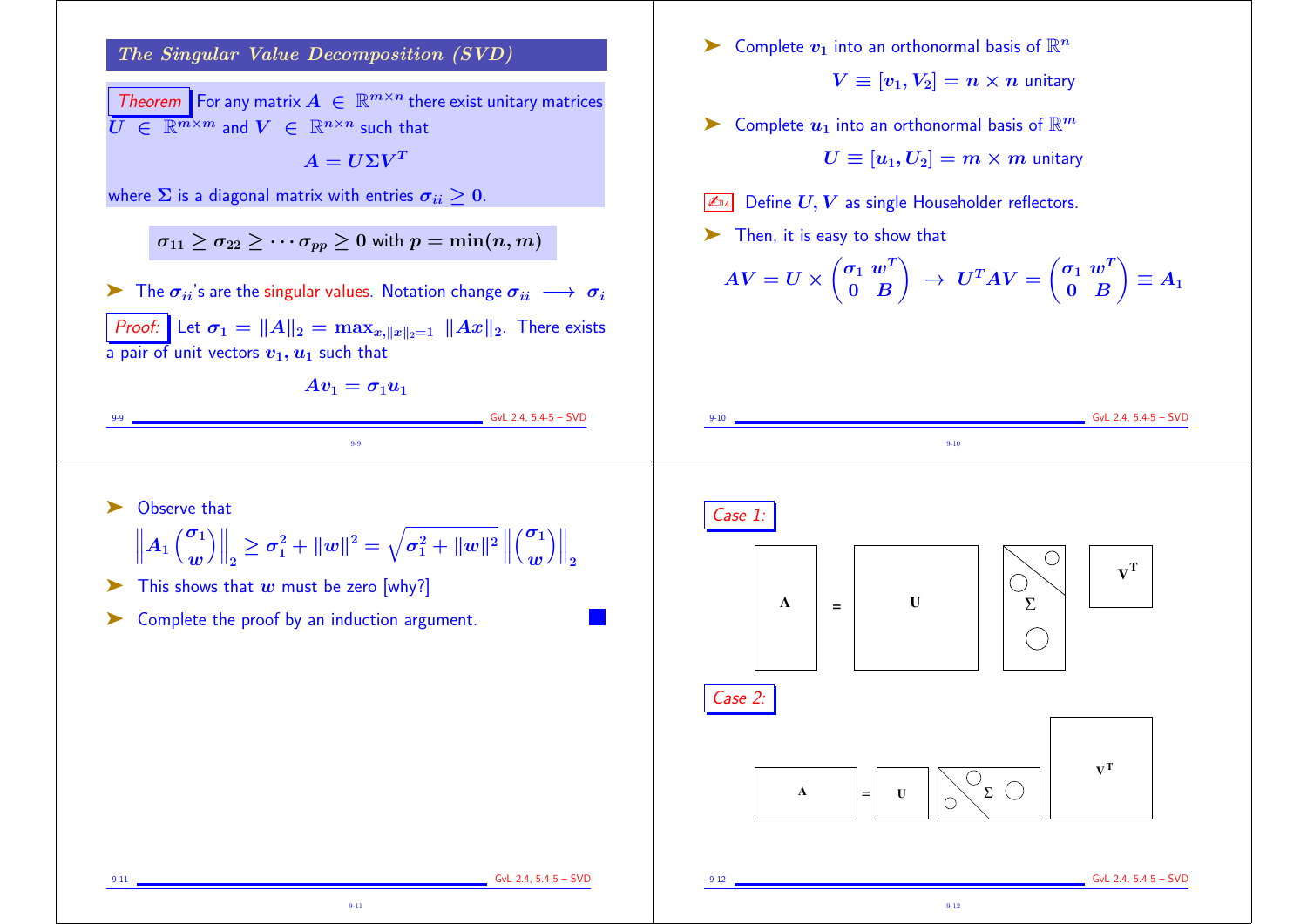## The Singular Value Decomposition (SVD)

*Theorem* For any matrix $A \in \mathbb{R}^{m\times n}$ there exist unitary matrices $U \in \mathbb{R}^{m\times m}$ and $V \in \mathbb{R}^{n\times n}$ such that

$$A = U\Sigma V^T$$

where $\Sigma$ is a diagonal matrix with entries $\sigma_{ii} \geq 0$.

$$\sigma_{11} \geq \sigma_{22} \geq \cdots \sigma_{pp} \geq 0 \text{ with } p = \min(n, m)$$

- The $\sigma_{ii}$'s are the singular values. Notation change $\sigma_{ii} \longrightarrow \sigma_i$

*Proof:* Let $\sigma_1 = \|A\|_2 = \max_{x, \|x\|_2=1} \|Ax\|_2$. There exists a pair of unit vectors $v_1, u_1$ such that

$$Av_1 = \sigma_1 u_1$$

- Complete $v_1$ into an orthonormal basis of $\mathbb{R}^n$

$$V \equiv [v_1, V_2] = n \times n \text{ unitary}$$

- Complete $u_1$ into an orthonormal basis of $\mathbb{R}^m$

$$U \equiv [u_1, U_2] = m \times m \text{ unitary}$$

✍[D4] Define $U, V$ as single Householder reflectors.

- Then, it is easy to show that

$$AV = U \times \begin{pmatrix} \sigma_1 & w^T \\ 0 & B \end{pmatrix} \rightarrow U^T A V = \begin{pmatrix} \sigma_1 & w^T \\ 0 & B \end{pmatrix} \equiv A_1$$

- Observe that

$$\left\| A_1 \begin{pmatrix} \sigma_1 \\ w \end{pmatrix} \right\|_2 \geq \sigma_1^2 + \|w\|^2 = \sqrt{\sigma_1^2 + \|w\|^2} \left\| \begin{pmatrix} \sigma_1 \\ w \end{pmatrix} \right\|_2$$

- This shows that $w$ must be zero [why?]
- Complete the proof by an induction argument. ■

*Case 1:*

A = U Σ $V^T$

*Case 2:*

A = U Σ $V^T$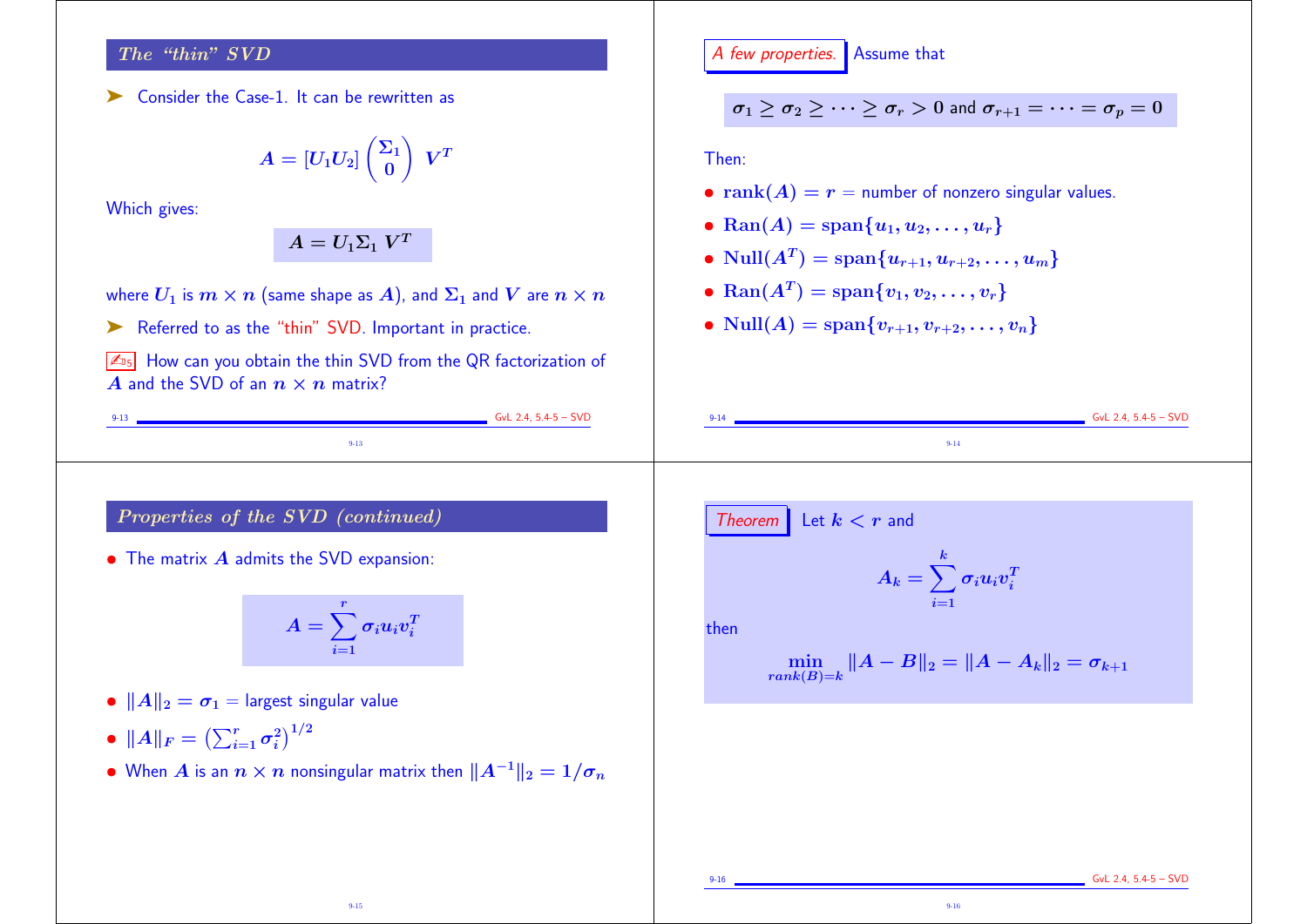## The "thin" SVD

➤ Consider the Case-1. It can be rewritten as

$$A = [U_1 U_2] \begin{pmatrix} \Sigma_1 \\ 0 \end{pmatrix} V^T$$

Which gives:

$$A = U_1 \Sigma_1 V^T$$

where $U_1$ is $m \times n$ (same shape as $A$), and $\Sigma_1$ and $V$ are $n \times n$

➤ Referred to as the "thin" SVD. Important in practice.

✍₅ How can you obtain the thin SVD from the QR factorization of $A$ and the SVD of an $n \times n$ matrix?

## A few properties.

Assume that

$$\sigma_1 \geq \sigma_2 \geq \cdots \geq \sigma_r > 0 \text{ and } \sigma_{r+1} = \cdots = \sigma_p = 0$$

Then:

- $\text{rank}(A) = r$ = number of nonzero singular values.
- $\text{Ran}(A) = \text{span}\{u_1, u_2, \ldots, u_r\}$
- $\text{Null}(A^T) = \text{span}\{u_{r+1}, u_{r+2}, \ldots, u_m\}$
- $\text{Ran}(A^T) = \text{span}\{v_1, v_2, \ldots, v_r\}$
- $\text{Null}(A) = \text{span}\{v_{r+1}, v_{r+2}, \ldots, v_n\}$

## Properties of the SVD (continued)

- The matrix $A$ admits the SVD expansion:

$$A = \sum_{i=1}^{r} \sigma_i u_i v_i^T$$

- $\|A\|_2 = \sigma_1$ = largest singular value
- $\|A\|_F = \left(\sum_{i=1}^{r} \sigma_i^2\right)^{1/2}$
- When $A$ is an $n \times n$ nonsingular matrix then $\|A^{-1}\|_2 = 1/\sigma_n$

**Theorem** Let $k < r$ and

$$A_k = \sum_{i=1}^{k} \sigma_i u_i v_i^T$$

then

$$\min_{rank(B)=k} \|A - B\|_2 = \|A - A_k\|_2 = \sigma_{k+1}$$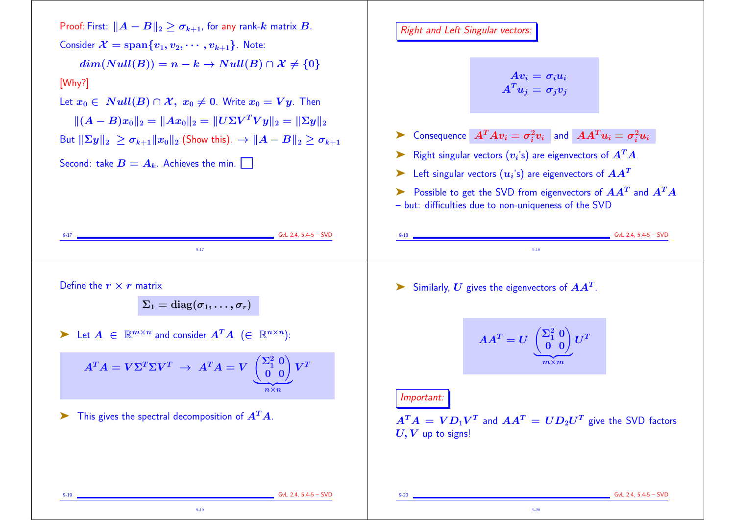Proof: First: $\|A - B\|_2 \geq \sigma_{k+1}$, for any rank-$k$ matrix $B$.

Consider $\mathcal{X} = \text{span}\{v_1, v_2, \cdots, v_{k+1}\}$. Note:

$$dim(Null(B)) = n - k \rightarrow Null(B) \cap \mathcal{X} \neq \{0\}$$

[Why?]

Let $x_0 \in Null(B) \cap \mathcal{X}, \; x_0 \neq 0$. Write $x_0 = Vy$. Then

$$\|(A - B)x_0\|_2 = \|Ax_0\|_2 = \|U\Sigma V^T V y\|_2 = \|\Sigma y\|_2$$

But $\|\Sigma y\|_2 \geq \sigma_{k+1}\|x_0\|_2$ (Show this). $\rightarrow \|A - B\|_2 \geq \sigma_{k+1}$

Second: take $B = A_k$. Achieves the min. ☐

*Right and Left Singular vectors:*

$$A v_i = \sigma_i u_i$$
$$A^T u_j = \sigma_j v_j$$

- Consequence $A^T A v_i = \sigma_i^2 v_i$ and $AA^T u_i = \sigma_i^2 u_i$
- Right singular vectors ($v_i$'s) are eigenvectors of $A^T A$
- Left singular vectors ($u_i$'s) are eigenvectors of $AA^T$
- Possible to get the SVD from eigenvectors of $AA^T$ and $A^T A$ – but: difficulties due to non-uniqueness of the SVD

Define the $r \times r$ matrix

$$\Sigma_1 = \textbf{diag}(\sigma_1, \ldots, \sigma_r)$$

- Let $A \in \mathbb{R}^{m \times n}$ and consider $A^T A$ ($\in \mathbb{R}^{n \times n}$):

$$A^T A = V \Sigma^T \Sigma V^T \; \rightarrow \; A^T A = V \underbrace{\begin{pmatrix} \Sigma_1^2 & 0 \\ 0 & 0 \end{pmatrix}}_{n \times n} V^T$$

- This gives the spectral decomposition of $A^T A$.

- Similarly, $U$ gives the eigenvectors of $AA^T$.

$$AA^T = U \underbrace{\begin{pmatrix} \Sigma_1^2 & 0 \\ 0 & 0 \end{pmatrix}}_{m \times m} U^T$$

*Important:*

$A^T A = V D_1 V^T$ and $AA^T = U D_2 U^T$ give the SVD factors $U, V$ up to signs!